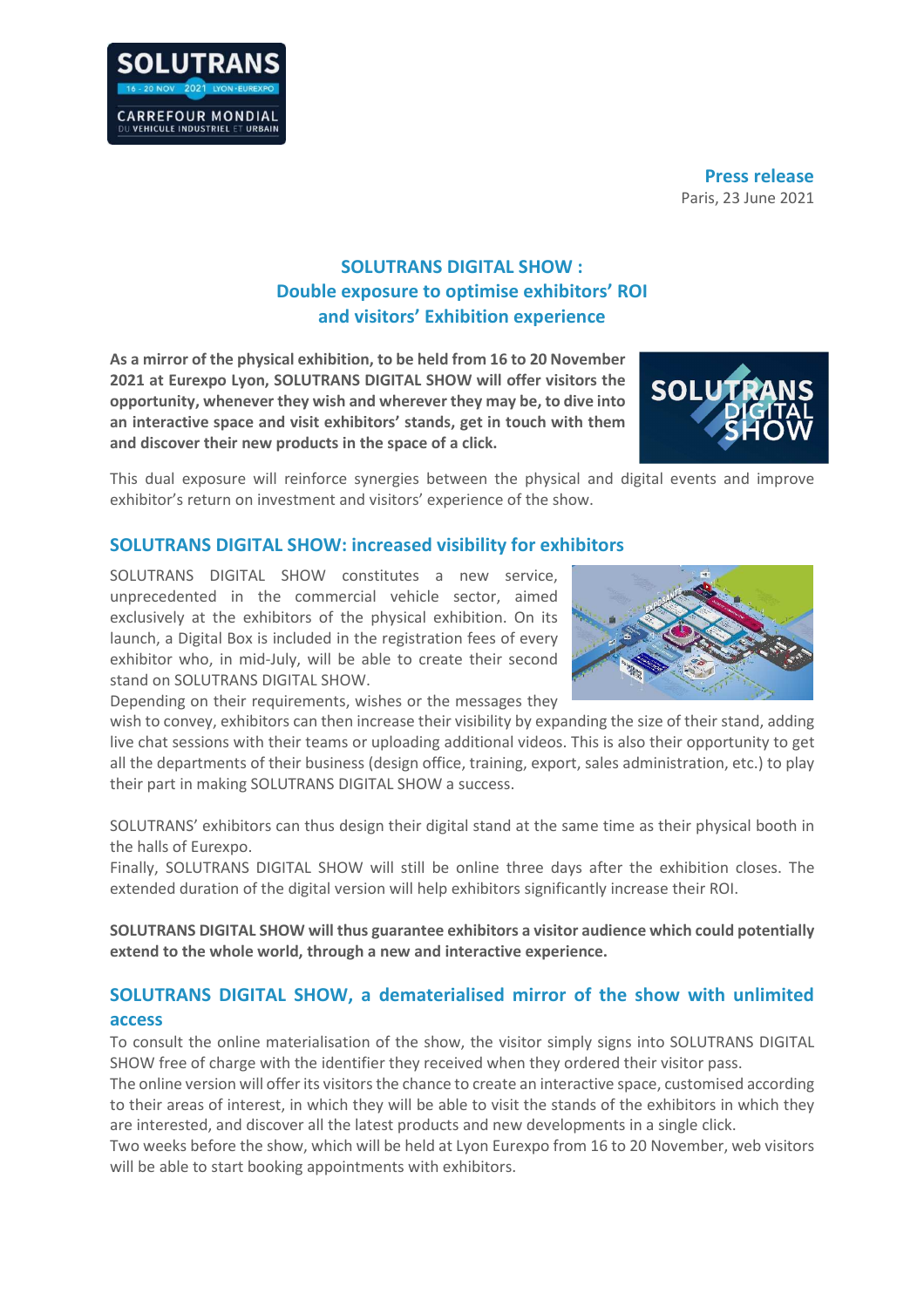**Press release**

Paris, 23 June 2021

# SOLUTRANS DIGITAL SHOW : Double exposure to optimise exhibitors' ROI and visitors' Exhibition experience

**As a mirror of the physical exhibition, to be held from 16 to 20 November 2021 at Eurexpo Lyon, SOLUTRANS DIGITAL SHOW will offer visitors the opportunity, whenever they wish and wherever they may be, to dive into an interactive space and visit exhibitors' stands, get in touch with them and discover their new products in the space of a click.**

This dual exposure will reinforce synergies between the physical and digital events and improve exhibitor's return on investment and visitors' experience of the show.

## SOLUTRANS DIGITAL SHOW: increased visibility for exhibitors

SOLUTRANS DIGITAL SHOW constitutes a new service, unprecedented in the commercial vehicle sector, aimed exclusively at the exhibitors of the physical exhibition. On its launch, a Digital Box is included in the registration fees of every exhibitor who, in mid-July, will be able to create their second stand on SOLUTRANS DIGITAL SHOW.

Depending on their requirements, wishes or the messages they wish to convey, exhibitors can then increase their visibility by expanding the size of their stand, adding live chat sessions with their teams or uploading additional videos. This is also their opportunity to get all the departments of their business (design office, training, export, sales administration, etc.) to play their part in making SOLUTRANS DIGITAL SHOW a success.

SOLUTRANS' exhibitors can thus design their digital stand at the same time as their physical booth in the halls of Eurexpo.

Finally, SOLUTRANS DIGITAL SHOW will still be online three days after the exhibition closes. The extended duration of the digital version will help exhibitors significantly increase their ROI.

**SOLUTRANS DIGITAL SHOW will thus guarantee exhibitors a visitor audience which could potentially extend to the whole world, through a new and interactive experience.**

## SOLUTRANS DIGITAL SHOW, a dematerialised mirror of the show with unlimited access

To consult the online materialisation of the show, the visitor simply signs into SOLUTRANS DIGITAL SHOW free of charge with the identifier they received when they ordered their visitor pass.

The online version will offer its visitors the chance to create an interactive space, customised according to their areas of interest, in which they will be able to visit the stands of the exhibitors in which they are interested, and discover all the latest products and new developments in a single click.

Two weeks before the show, which will be held at Lyon Eurexpo from 16 to 20 November, web visitors will be able to start booking appointments with exhibitors.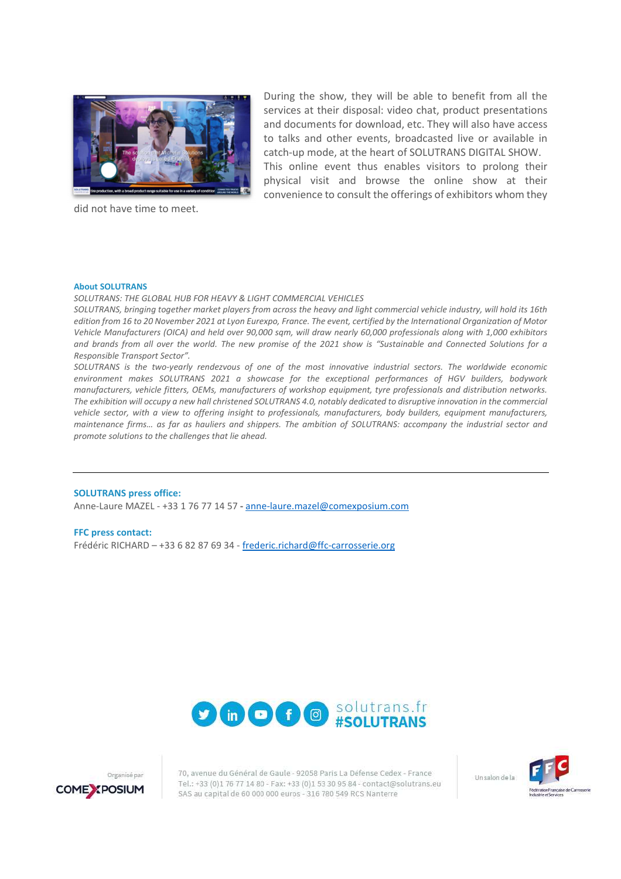During the show, they will be able to benefit from all the services at their disposal: video chat, product presentations and documents for download, etc. They will also have access to talks and other events, broadcasted live or available in catch-up mode, at the heart of SOLUTRANS DIGITAL SHOW. This online event thus enables visitors to prolong their physical visit and browse the online show at their convenience to consult the offerings of exhibitors whom they did not have time to meet.

**About SOLUTRANS**

*SOLUTRANS: THE GLOBAL HUB FOR HEAVY & LIGHT COMMERCIAL VEHICLES*

*SOLUTRANS, bringing together market players from across the heavy and light commercial vehicle industry, will hold its 16th edition from 16 to 20 November 2021 at Lyon Eurexpo, France. The event, certified by the International Organization of Motor Vehicle Manufacturers (OICA) and held over 90,000 sqm, will draw nearly 60,000 professionals along with 1,000 exhibitors and brands from all over the world. The new promise of the 2021 show is "Sustainable and Connected Solutions for a Responsible Transport Sector".*

*SOLUTRANS is the two-yearly rendezvous of one of the most innovative industrial sectors. The worldwide economic environment makes SOLUTRANS 2021 a showcase for the exceptional performances of HGV builders, bodywork manufacturers, vehicle fitters, OEMs, manufacturers of workshop equipment, tyre professionals and distribution networks. The exhibition will occupy a new hall christened SOLUTRANS 4.0, notably dedicated to disruptive innovation in the commercial vehicle sector, with a view to offering insight to professionals, manufacturers, body builders, equipment manufacturers, maintenance firms… as far as hauliers and shippers. The ambition of SOLUTRANS: accompany the industrial sector and promote solutions to the challenges that lie ahead.*

---

**SOLUTRANS press office:**

Anne-Laure MAZEL - +33 1 76 77 14 57 - anne-laure.mazel@comexposium.com

**FFC press contact:**

Frédéric RICHARD – +33 6 82 87 69 34 - frederic.richard@ffc-carrosserie.org

solutrans.fr
#SOLUTRANS

Organisé par COMEXPOSIUM

70, avenue du Général de Gaule - 92058 Paris La Défense Cedex - France
Tel.: +33 (0)1 76 77 14 80 - Fax: +33 (0)1 53 30 95 84 - contact@solutrans.eu
SAS au capital de 60 000 000 euros - 316 780 549 RCS Nanterre

Un salon de la FFC Fédération Française de Carrosserie Industrie et Services